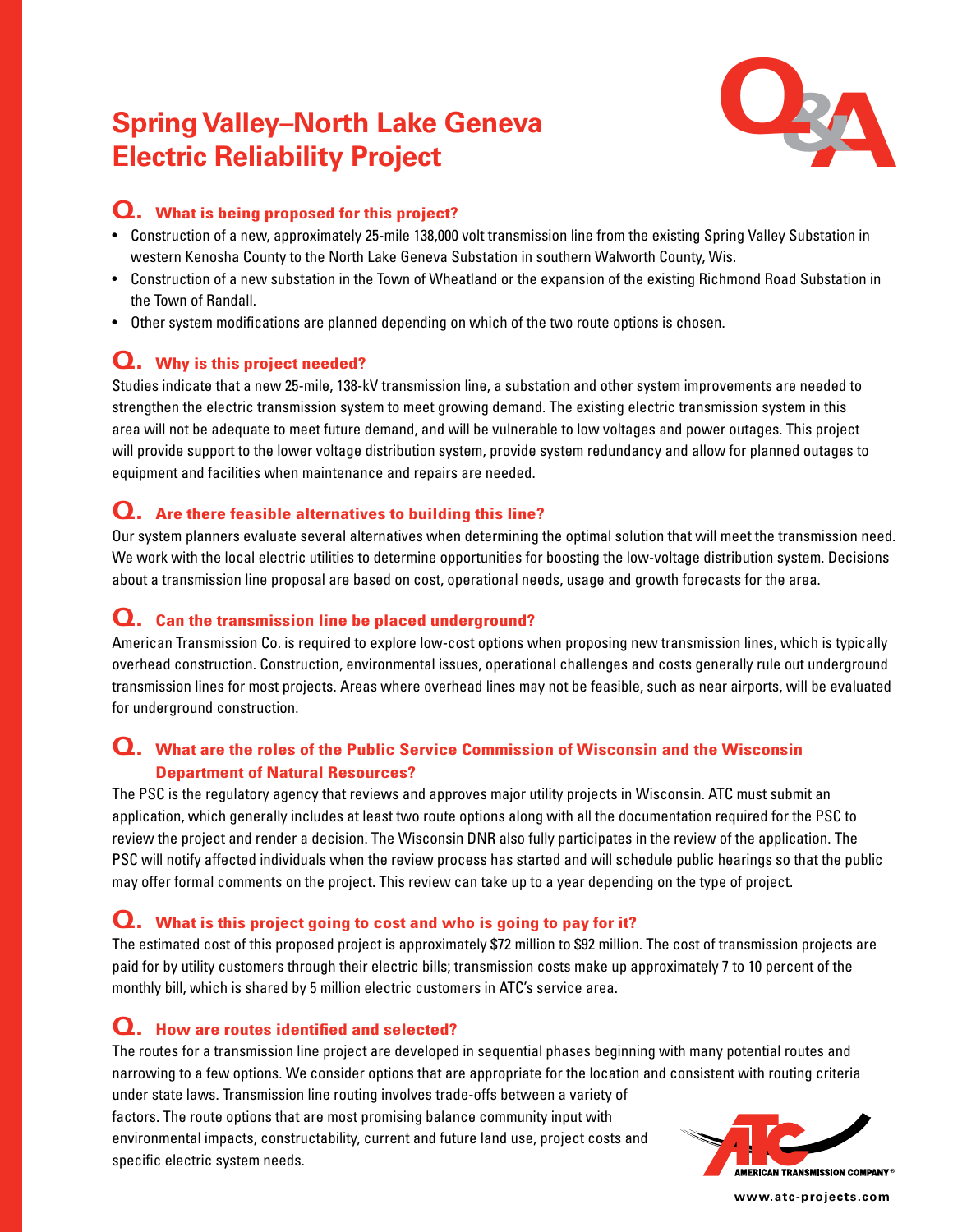# Spring Valley–North Lake Geneva Electric Reliability Project

## Q. What is being proposed for this project?

- Construction of a new, approximately 25-mile 138,000 volt transmission line from the existing Spring Valley Substation in western Kenosha County to the North Lake Geneva Substation in southern Walworth County, Wis.
- Construction of a new substation in the Town of Wheatland or the expansion of the existing Richmond Road Substation in the Town of Randall.
- Other system modifications are planned depending on which of the two route options is chosen.

## Q. Why is this project needed?

Studies indicate that a new 25-mile, 138-kV transmission line, a substation and other system improvements are needed to strengthen the electric transmission system to meet growing demand. The existing electric transmission system in this area will not be adequate to meet future demand, and will be vulnerable to low voltages and power outages. This project will provide support to the lower voltage distribution system, provide system redundancy and allow for planned outages to equipment and facilities when maintenance and repairs are needed.

## Q. Are there feasible alternatives to building this line?

Our system planners evaluate several alternatives when determining the optimal solution that will meet the transmission need. We work with the local electric utilities to determine opportunities for boosting the low-voltage distribution system. Decisions about a transmission line proposal are based on cost, operational needs, usage and growth forecasts for the area.

## Q. Can the transmission line be placed underground?

American Transmission Co. is required to explore low-cost options when proposing new transmission lines, which is typically overhead construction. Construction, environmental issues, operational challenges and costs generally rule out underground transmission lines for most projects. Areas where overhead lines may not be feasible, such as near airports, will be evaluated for underground construction.

## Q. What are the roles of the Public Service Commission of Wisconsin and the Wisconsin Department of Natural Resources?

The PSC is the regulatory agency that reviews and approves major utility projects in Wisconsin. ATC must submit an application, which generally includes at least two route options along with all the documentation required for the PSC to review the project and render a decision. The Wisconsin DNR also fully participates in the review of the application. The PSC will notify affected individuals when the review process has started and will schedule public hearings so that the public may offer formal comments on the project. This review can take up to a year depending on the type of project.

## Q. What is this project going to cost and who is going to pay for it?

The estimated cost of this proposed project is approximately $72 million to $92 million. The cost of transmission projects are paid for by utility customers through their electric bills; transmission costs make up approximately 7 to 10 percent of the monthly bill, which is shared by 5 million electric customers in ATC's service area.

## Q. How are routes identified and selected?

The routes for a transmission line project are developed in sequential phases beginning with many potential routes and narrowing to a few options. We consider options that are appropriate for the location and consistent with routing criteria under state laws. Transmission line routing involves trade-offs between a variety of factors. The route options that are most promising balance community input with environmental impacts, constructability, current and future land use, project costs and specific electric system needs.

AMERICAN TRANSMISSION COMPANY®

www.atc-projects.com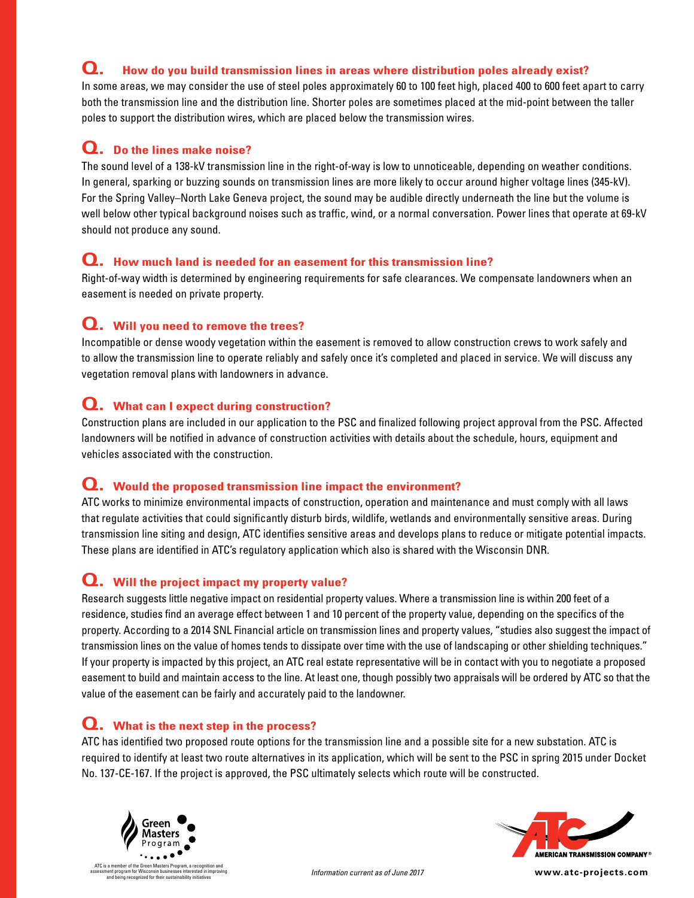## Q. How do you build transmission lines in areas where distribution poles already exist?

In some areas, we may consider the use of steel poles approximately 60 to 100 feet high, placed 400 to 600 feet apart to carry both the transmission line and the distribution line. Shorter poles are sometimes placed at the mid-point between the taller poles to support the distribution wires, which are placed below the transmission wires.

## Q. Do the lines make noise?

The sound level of a 138-kV transmission line in the right-of-way is low to unnoticeable, depending on weather conditions. In general, sparking or buzzing sounds on transmission lines are more likely to occur around higher voltage lines (345-kV). For the Spring Valley–North Lake Geneva project, the sound may be audible directly underneath the line but the volume is well below other typical background noises such as traffic, wind, or a normal conversation. Power lines that operate at 69-kV should not produce any sound.

## Q. How much land is needed for an easement for this transmission line?

Right-of-way width is determined by engineering requirements for safe clearances. We compensate landowners when an easement is needed on private property.

## Q. Will you need to remove the trees?

Incompatible or dense woody vegetation within the easement is removed to allow construction crews to work safely and to allow the transmission line to operate reliably and safely once it's completed and placed in service. We will discuss any vegetation removal plans with landowners in advance.

## Q. What can I expect during construction?

Construction plans are included in our application to the PSC and finalized following project approval from the PSC. Affected landowners will be notified in advance of construction activities with details about the schedule, hours, equipment and vehicles associated with the construction.

## Q. Would the proposed transmission line impact the environment?

ATC works to minimize environmental impacts of construction, operation and maintenance and must comply with all laws that regulate activities that could significantly disturb birds, wildlife, wetlands and environmentally sensitive areas. During transmission line siting and design, ATC identifies sensitive areas and develops plans to reduce or mitigate potential impacts. These plans are identified in ATC's regulatory application which also is shared with the Wisconsin DNR.

## Q. Will the project impact my property value?

Research suggests little negative impact on residential property values. Where a transmission line is within 200 feet of a residence, studies find an average effect between 1 and 10 percent of the property value, depending on the specifics of the property. According to a 2014 SNL Financial article on transmission lines and property values, "studies also suggest the impact of transmission lines on the value of homes tends to dissipate over time with the use of landscaping or other shielding techniques." If your property is impacted by this project, an ATC real estate representative will be in contact with you to negotiate a proposed easement to build and maintain access to the line. At least one, though possibly two appraisals will be ordered by ATC so that the value of the easement can be fairly and accurately paid to the landowner.

## Q. What is the next step in the process?

ATC has identified two proposed route options for the transmission line and a possible site for a new substation. ATC is required to identify at least two route alternatives in its application, which will be sent to the PSC in spring 2015 under Docket No. 137-CE-167. If the project is approved, the PSC ultimately selects which route will be constructed.

Green Masters Program

ATC is a member of the Green Masters Program, a recognition and assessment program for Wisconsin businesses interested in improving and being recognized for their sustainability initiatives

*Information current as of June 2017*

ATC AMERICAN TRANSMISSION COMPANY®

www.atc-projects.com